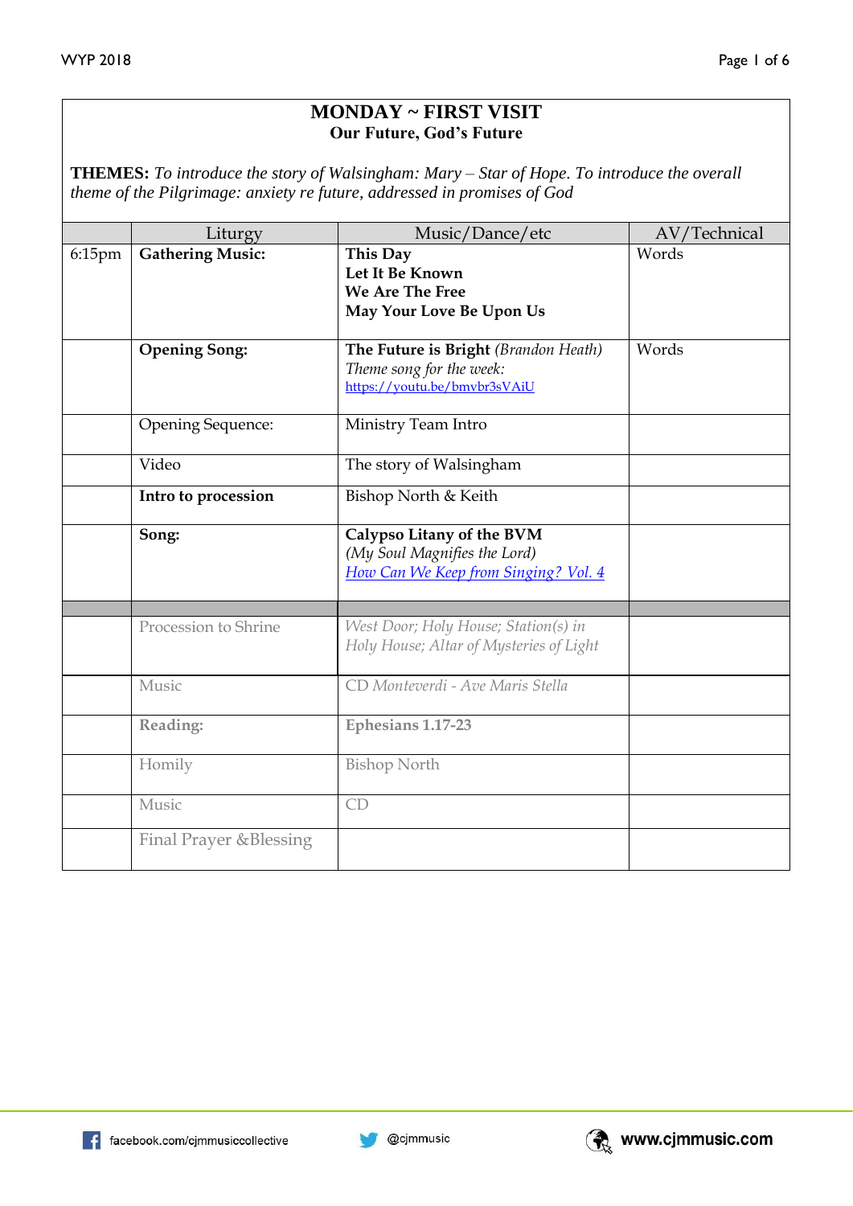# MONDAY ~ FIRST VISIT

## Our Future, God's Future

**THEMES:** *To introduce the story of Walsingham: Mary – Star of Hope. To introduce the overall theme of the Pilgrimage: anxiety re future, addressed in promises of God*

| | Liturgy | Music/Dance/etc | AV/Technical |
|---|---|---|---|
| 6:15pm | **Gathering Music:** | **This Day**<br>**Let It Be Known**<br>**We Are The Free**<br>**May Your Love Be Upon Us** | Words |
| | **Opening Song:** | **The Future is Bright** *(Brandon Heath)*<br>*Theme song for the week:*<br>https://youtu.be/bmvbr3sVAiU | Words |
| | Opening Sequence: | Ministry Team Intro | |
| | Video | The story of Walsingham | |
| | **Intro to procession** | Bishop North & Keith | |
| | **Song:** | **Calypso Litany of the BVM**<br>*(My Soul Magnifies the Lord)*<br>*How Can We Keep from Singing? Vol. 4* | |
| | | | |
| | Procession to Shrine | *West Door; Holy House; Station(s) in Holy House; Altar of Mysteries of Light* | |
| | Music | CD *Monteverdi - Ave Maris Stella* | |
| | **Reading:** | **Ephesians 1.17-23** | |
| | Homily | Bishop North | |
| | Music | CD | |
| | Final Prayer &Blessing | | |

facebook.com/cjmmusiccollective

@cjmmusic

www.cjmmusic.com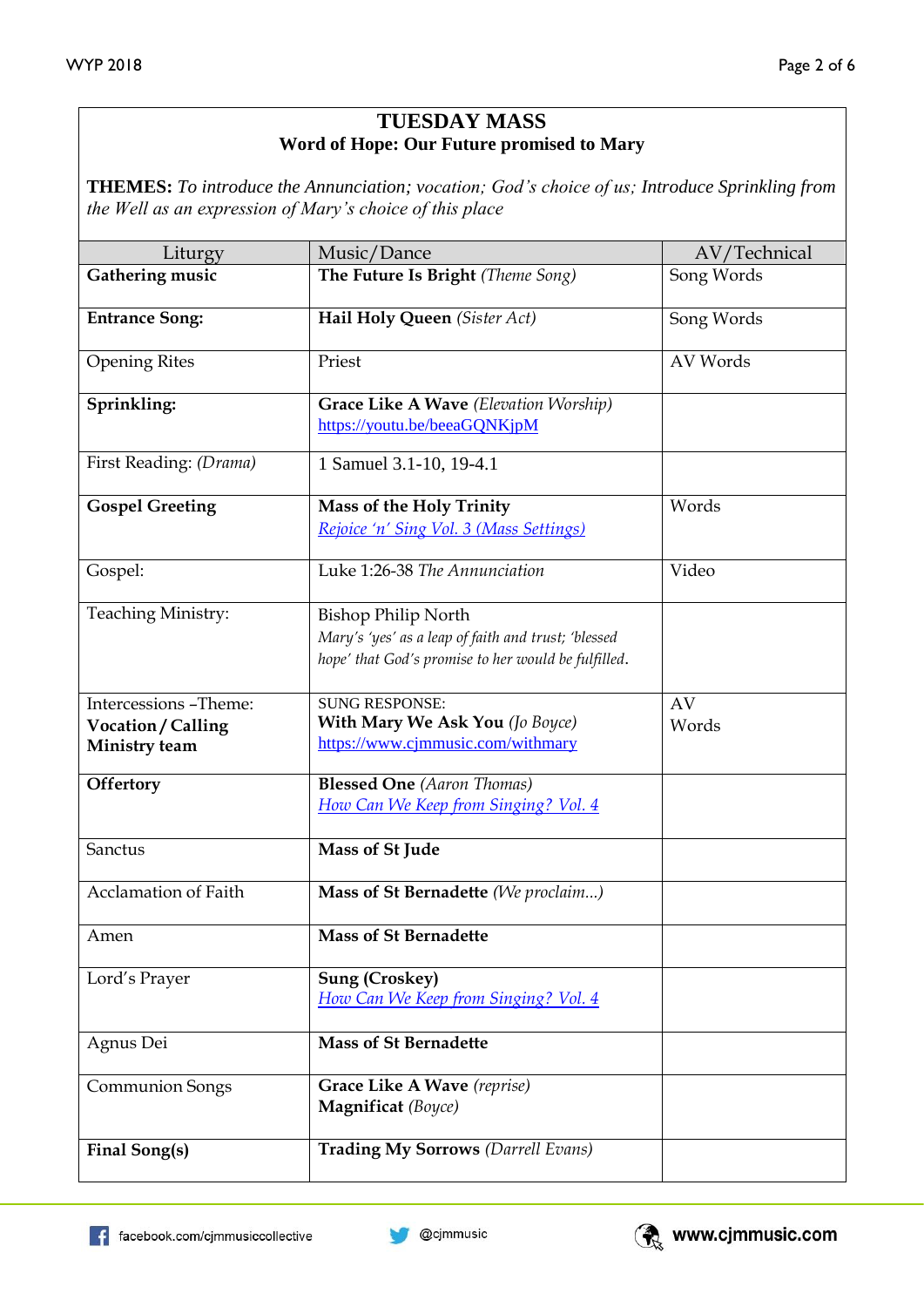# TUESDAY MASS

## Word of Hope: Our Future promised to Mary

**THEMES:** *To introduce the Annunciation; vocation; God's choice of us; Introduce Sprinkling from the Well as an expression of Mary's choice of this place*

| Liturgy | Music/Dance | AV/Technical |
|---|---|---|
| **Gathering music** | **The Future Is Bright** *(Theme Song)* | Song Words |
| **Entrance Song:** | **Hail Holy Queen** *(Sister Act)* | Song Words |
| Opening Rites | Priest | AV Words |
| **Sprinkling:** | **Grace Like A Wave** *(Elevation Worship)* https://youtu.be/beeaGQNKjpM | |
| First Reading: *(Drama)* | 1 Samuel 3.1-10, 19-4.1 | |
| **Gospel Greeting** | **Mass of the Holy Trinity** *Rejoice 'n' Sing Vol. 3 (Mass Settings)* | Words |
| Gospel: | Luke 1:26-38 *The Annunciation* | Video |
| Teaching Ministry: | Bishop Philip North *Mary's 'yes' as a leap of faith and trust; 'blessed hope' that God's promise to her would be fulfilled.* | |
| Intercessions –Theme: **Vocation / Calling** **Ministry team** | SUNG RESPONSE: **With Mary We Ask You** *(Jo Boyce)* https://www.cjmmusic.com/withmary | AV Words |
| **Offertory** | **Blessed One** *(Aaron Thomas)* *How Can We Keep from Singing? Vol. 4* | |
| Sanctus | **Mass of St Jude** | |
| Acclamation of Faith | **Mass of St Bernadette** *(We proclaim...)* | |
| Amen | **Mass of St Bernadette** | |
| Lord's Prayer | **Sung (Croskey)** *How Can We Keep from Singing? Vol. 4* | |
| Agnus Dei | **Mass of St Bernadette** | |
| Communion Songs | **Grace Like A Wave** *(reprise)* **Magnificat** *(Boyce)* | |
| **Final Song(s)** | **Trading My Sorrows** *(Darrell Evans)* | |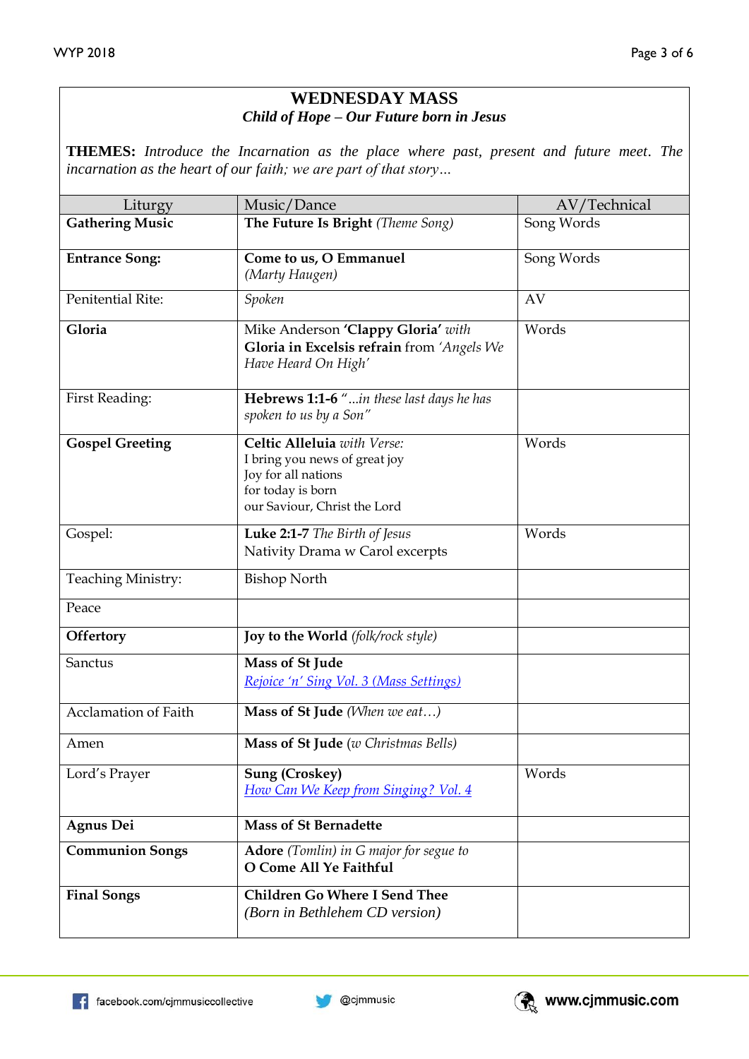# WEDNESDAY MASS

***Child of Hope – Our Future born in Jesus***

**THEMES:** *Introduce the Incarnation as the place where past, present and future meet. The incarnation as the heart of our faith; we are part of that story…*

| Liturgy | Music/Dance | AV/Technical |
|---|---|---|
| **Gathering Music** | **The Future Is Bright** *(Theme Song)* | Song Words |
| **Entrance Song:** | **Come to us, O Emmanuel** *(Marty Haugen)* | Song Words |
| Penitential Rite: | *Spoken* | AV |
| **Gloria** | Mike Anderson **'Clappy Gloria'** *with* **Gloria in Excelsis refrain** from *'Angels We Have Heard On High'* | Words |
| First Reading: | **Hebrews 1:1-6** *"…in these last days he has spoken to us by a Son"* | |
| **Gospel Greeting** | **Celtic Alleluia** *with Verse:* I bring you news of great joy Joy for all nations for today is born our Saviour, Christ the Lord | Words |
| Gospel: | **Luke 2:1-7** *The Birth of Jesus* Nativity Drama w Carol excerpts | Words |
| Teaching Ministry: | Bishop North | |
| Peace | | |
| **Offertory** | **Joy to the World** *(folk/rock style)* | |
| Sanctus | **Mass of St Jude** *Rejoice 'n' Sing Vol. 3 (Mass Settings)* | |
| Acclamation of Faith | **Mass of St Jude** *(When we eat…)* | |
| Amen | **Mass of St Jude** *(w Christmas Bells)* | |
| Lord's Prayer | **Sung (Croskey)** *How Can We Keep from Singing? Vol. 4* | Words |
| **Agnus Dei** | **Mass of St Bernadette** | |
| **Communion Songs** | **Adore** *(Tomlin) in G major for segue to* **O Come All Ye Faithful** | |
| **Final Songs** | **Children Go Where I Send Thee** *(Born in Bethlehem CD version)* | |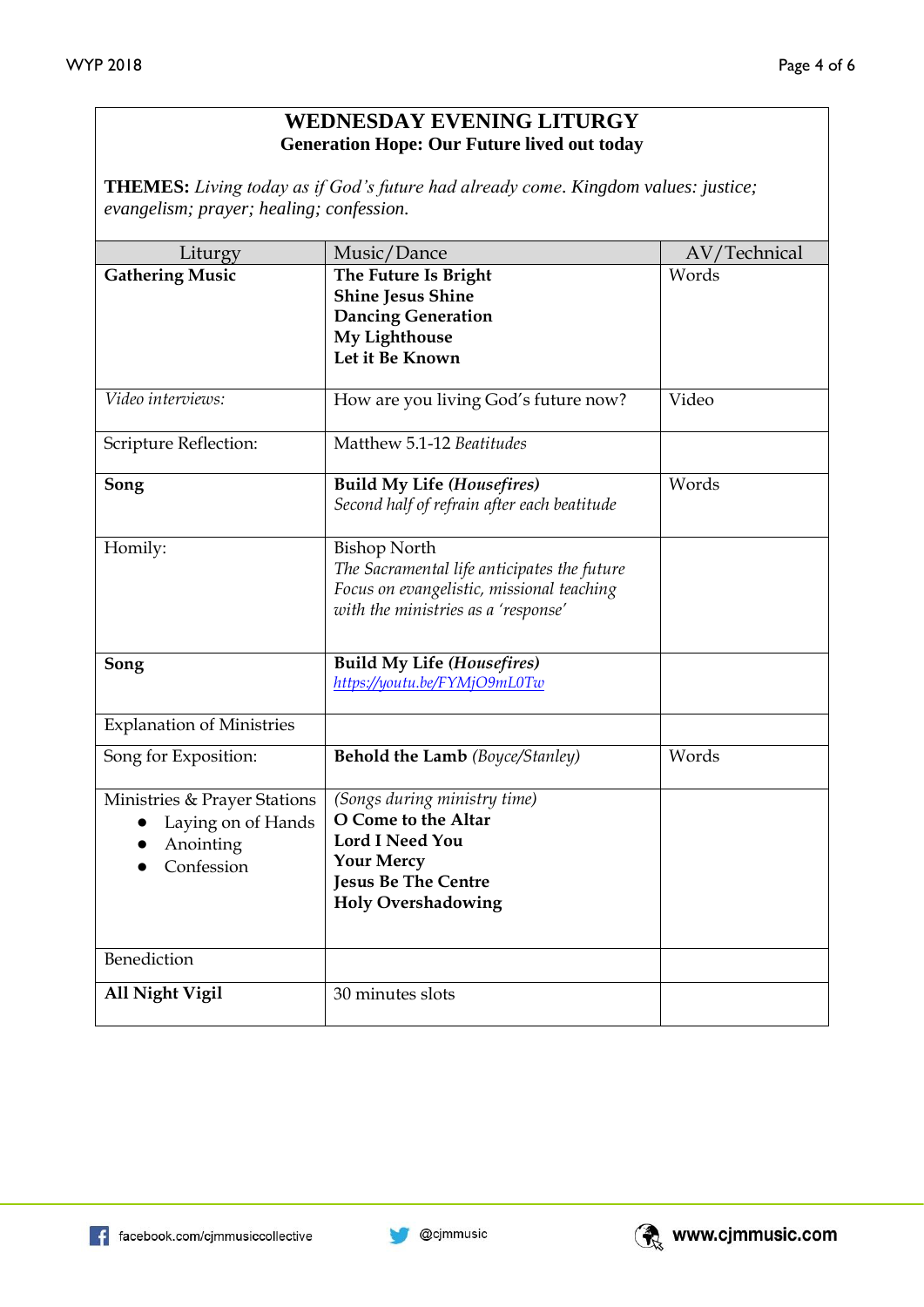# WEDNESDAY EVENING LITURGY

## Generation Hope: Our Future lived out today

**THEMES:** *Living today as if God's future had already come. Kingdom values: justice; evangelism; prayer; healing; confession.*

| Liturgy | Music/Dance | AV/Technical |
|---|---|---|
| **Gathering Music** | **The Future Is Bright**<br>**Shine Jesus Shine**<br>**Dancing Generation**<br>**My Lighthouse**<br>**Let it Be Known** | Words |
| *Video interviews:* | How are you living God's future now? | Video |
| Scripture Reflection: | Matthew 5.1-12 *Beatitudes* | |
| **Song** | **Build My Life *(Housefires)***<br>*Second half of refrain after each beatitude* | Words |
| Homily: | Bishop North<br>*The Sacramental life anticipates the future*<br>*Focus on evangelistic, missional teaching with the ministries as a 'response'* | |
| **Song** | **Build My Life *(Housefires)***<br>*https://youtu.be/FYMjO9mL0Tw* | |
| Explanation of Ministries | | |
| Song for Exposition: | **Behold the Lamb** *(Boyce/Stanley)* | Words |
| Ministries & Prayer Stations<br>• Laying on of Hands<br>• Anointing<br>• Confession | *(Songs during ministry time)*<br>**O Come to the Altar**<br>**Lord I Need You**<br>**Your Mercy**<br>**Jesus Be The Centre**<br>**Holy Overshadowing** | |
| Benediction | | |
| **All Night Vigil** | 30 minutes slots | |

facebook.com/cjmmusiccollective @cjmmusic www.cjmmusic.com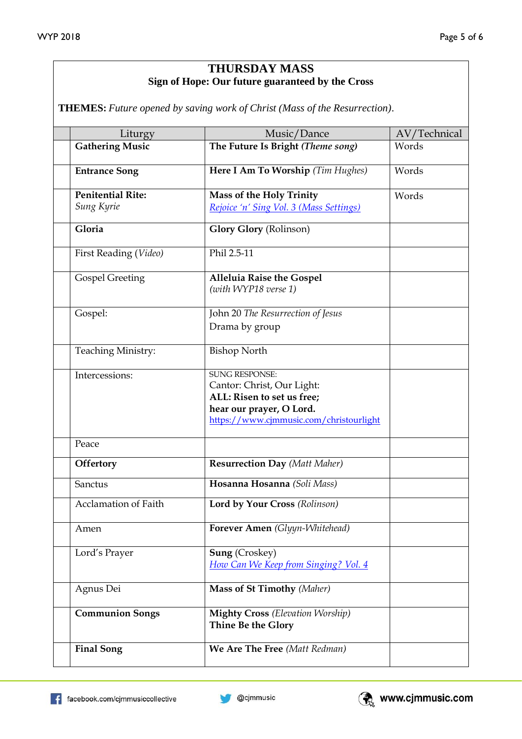# THURSDAY MASS

**Sign of Hope: Our future guaranteed by the Cross**

**THEMES:** *Future opened by saving work of Christ (Mass of the Resurrection).*

| | Liturgy | Music/Dance | AV/Technical |
|---|---|---|---|
| | **Gathering Music** | **The Future Is Bright** *(Theme song)* | Words |
| | **Entrance Song** | **Here I Am To Worship** *(Tim Hughes)* | Words |
| | **Penitential Rite:** *Sung Kyrie* | **Mass of the Holy Trinity** *Rejoice 'n' Sing Vol. 3 (Mass Settings)* | Words |
| | **Gloria** | **Glory Glory** (Rolinson) | |
| | First Reading *(Video)* | Phil 2.5-11 | |
| | Gospel Greeting | **Alleluia Raise the Gospel** *(with WYP18 verse 1)* | |
| | Gospel: | John 20 *The Resurrection of Jesus* Drama by group | |
| | Teaching Ministry: | Bishop North | |
| | Intercessions: | SUNG RESPONSE: Cantor: Christ, Our Light: **ALL: Risen to set us free; hear our prayer, O Lord.** https://www.cjmmusic.com/christourlight | |
| | Peace | | |
| | **Offertory** | **Resurrection Day** *(Matt Maher)* | |
| | Sanctus | **Hosanna Hosanna** *(Soli Mass)* | |
| | Acclamation of Faith | **Lord by Your Cross** *(Rolinson)* | |
| | Amen | **Forever Amen** *(Glyyn-Whitehead)* | |
| | Lord's Prayer | **Sung** (Croskey) *How Can We Keep from Singing? Vol. 4* | |
| | Agnus Dei | **Mass of St Timothy** *(Maher)* | |
| | **Communion Songs** | **Mighty Cross** *(Elevation Worship)* **Thine Be the Glory** | |
| | **Final Song** | **We Are The Free** *(Matt Redman)* | |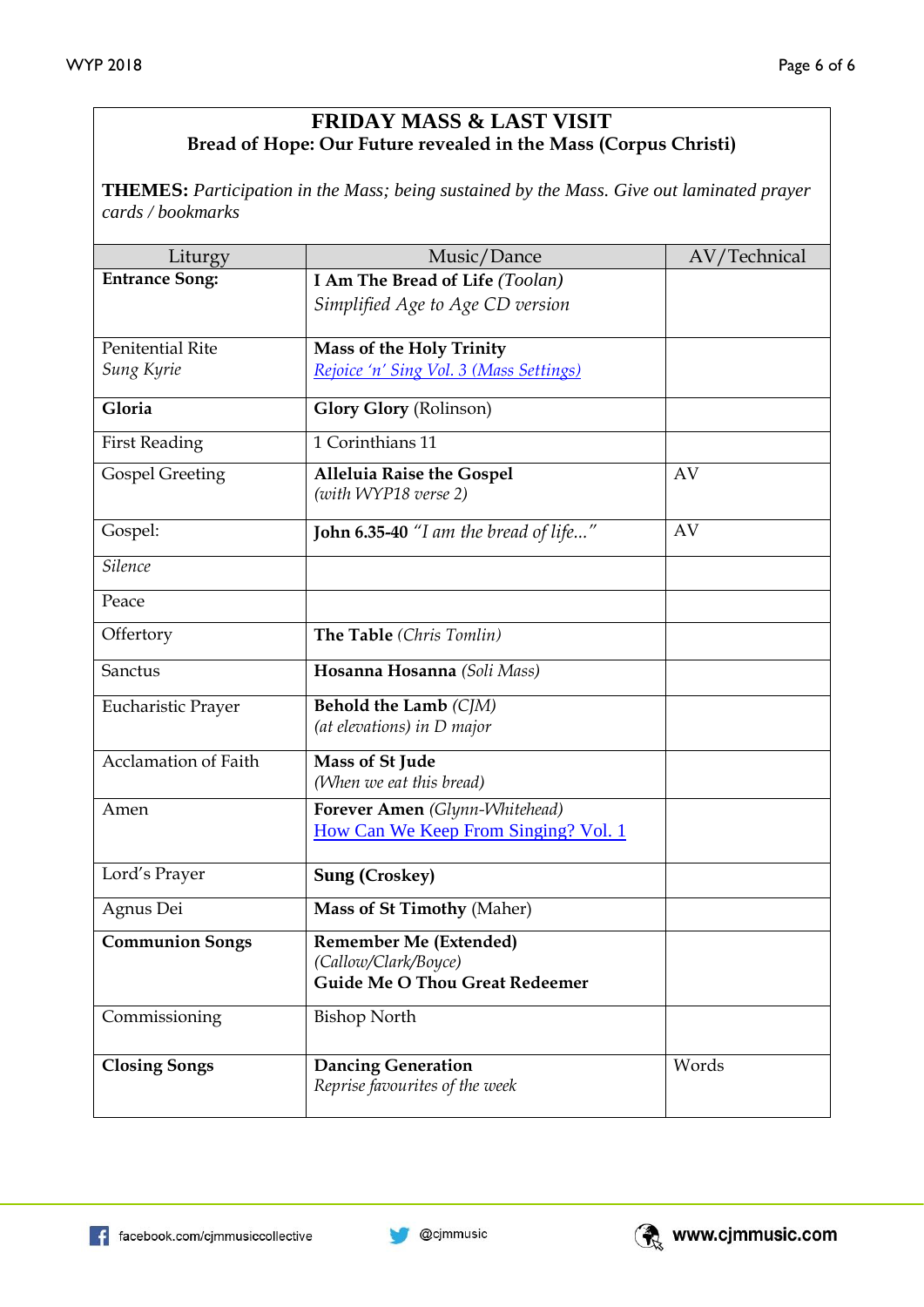## FRIDAY MASS & LAST VISIT

### Bread of Hope: Our Future revealed in the Mass (Corpus Christi)

**THEMES:** *Participation in the Mass; being sustained by the Mass. Give out laminated prayer cards / bookmarks*

| Liturgy | Music/Dance | AV/Technical |
|---|---|---|
| **Entrance Song:** | **I Am The Bread of Life** *(Toolan)*<br>*Simplified Age to Age CD version* | |
| Penitential Rite<br>*Sung Kyrie* | **Mass of the Holy Trinity**<br>*Rejoice 'n' Sing Vol. 3 (Mass Settings)* | |
| **Gloria** | **Glory Glory** (Rolinson) | |
| First Reading | 1 Corinthians 11 | |
| Gospel Greeting | **Alleluia Raise the Gospel**<br>*(with WYP18 verse 2)* | AV |
| Gospel: | **John 6.35-40** *"I am the bread of life..."* | AV |
| *Silence* | | |
| Peace | | |
| Offertory | **The Table** *(Chris Tomlin)* | |
| Sanctus | **Hosanna Hosanna** *(Soli Mass)* | |
| Eucharistic Prayer | **Behold the Lamb** *(CJM)*<br>*(at elevations) in D major* | |
| Acclamation of Faith | **Mass of St Jude**<br>*(When we eat this bread)* | |
| Amen | **Forever Amen** *(Glynn-Whitehead)*<br>How Can We Keep From Singing? Vol. 1 | |
| Lord's Prayer | **Sung (Croskey)** | |
| Agnus Dei | **Mass of St Timothy** (Maher) | |
| **Communion Songs** | **Remember Me (Extended)**<br>*(Callow/Clark/Boyce)*<br>**Guide Me O Thou Great Redeemer** | |
| Commissioning | Bishop North | |
| **Closing Songs** | **Dancing Generation**<br>*Reprise favourites of the week* | Words |

facebook.com/cjmmusiccollective @cjmmusic www.cjmmusic.com